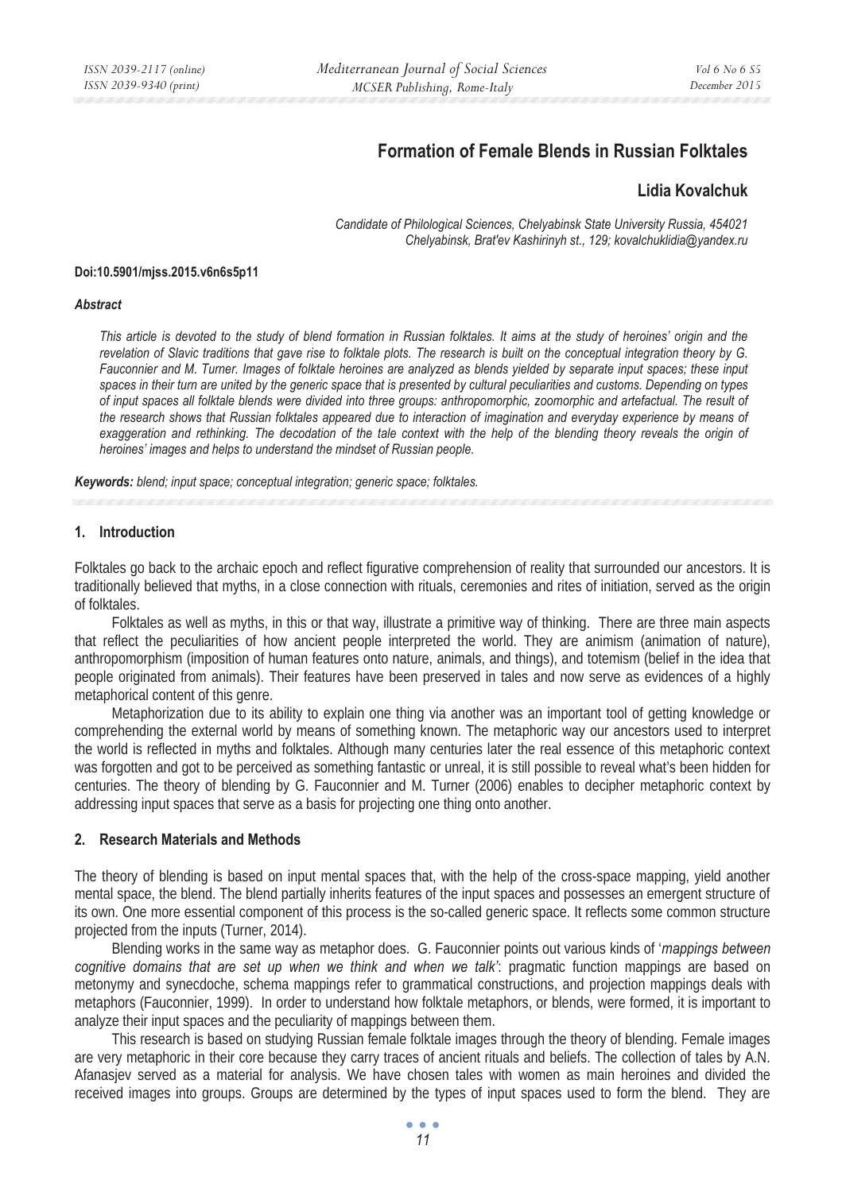# Formation of Female Blends in Russian Folktales

## Lidia Kovalchuk

*Candidate of Philological Sciences, Chelyabinsk State University Russia, 454021 Chelyabinsk, Brat'ev Kashirinyh st., 129; kovalchuklidia@yandex.ru*

**Doi:10.5901/mjss.2015.v6n6s5p11**

***Abstract***

*This article is devoted to the study of blend formation in Russian folktales. It aims at the study of heroines' origin and the revelation of Slavic traditions that gave rise to folktale plots. The research is built on the conceptual integration theory by G. Fauconnier and M. Turner. Images of folktale heroines are analyzed as blends yielded by separate input spaces; these input spaces in their turn are united by the generic space that is presented by cultural peculiarities and customs. Depending on types of input spaces all folktale blends were divided into three groups: anthropomorphic, zoomorphic and artefactual. The result of the research shows that Russian folktales appeared due to interaction of imagination and everyday experience by means of exaggeration and rethinking. The decodation of the tale context with the help of the blending theory reveals the origin of heroines' images and helps to understand the mindset of Russian people.*

***Keywords:*** *blend; input space; conceptual integration; generic space; folktales.*

## 1. Introduction

Folktales go back to the archaic epoch and reflect figurative comprehension of reality that surrounded our ancestors. It is traditionally believed that myths, in a close connection with rituals, ceremonies and rites of initiation, served as the origin of folktales.

Folktales as well as myths, in this or that way, illustrate a primitive way of thinking. There are three main aspects that reflect the peculiarities of how ancient people interpreted the world. They are animism (animation of nature), anthropomorphism (imposition of human features onto nature, animals, and things), and totemism (belief in the idea that people originated from animals). Their features have been preserved in tales and now serve as evidences of a highly metaphorical content of this genre.

Metaphorization due to its ability to explain one thing via another was an important tool of getting knowledge or comprehending the external world by means of something known. The metaphoric way our ancestors used to interpret the world is reflected in myths and folktales. Although many centuries later the real essence of this metaphoric context was forgotten and got to be perceived as something fantastic or unreal, it is still possible to reveal what's been hidden for centuries. The theory of blending by G. Fauconnier and M. Turner (2006) enables to decipher metaphoric context by addressing input spaces that serve as a basis for projecting one thing onto another.

## 2. Research Materials and Methods

The theory of blending is based on input mental spaces that, with the help of the cross-space mapping, yield another mental space, the blend. The blend partially inherits features of the input spaces and possesses an emergent structure of its own. One more essential component of this process is the so-called generic space. It reflects some common structure projected from the inputs (Turner, 2014).

Blending works in the same way as metaphor does. G. Fauconnier points out various kinds of '*mappings between cognitive domains that are set up when we think and when we talk'*: pragmatic function mappings are based on metonymy and synecdoche, schema mappings refer to grammatical constructions, and projection mappings deals with metaphors (Fauconnier, 1999). In order to understand how folktale metaphors, or blends, were formed, it is important to analyze their input spaces and the peculiarity of mappings between them.

This research is based on studying Russian female folktale images through the theory of blending. Female images are very metaphoric in their core because they carry traces of ancient rituals and beliefs. The collection of tales by A.N. Afanasjev served as a material for analysis. We have chosen tales with women as main heroines and divided the received images into groups. Groups are determined by the types of input spaces used to form the blend. They are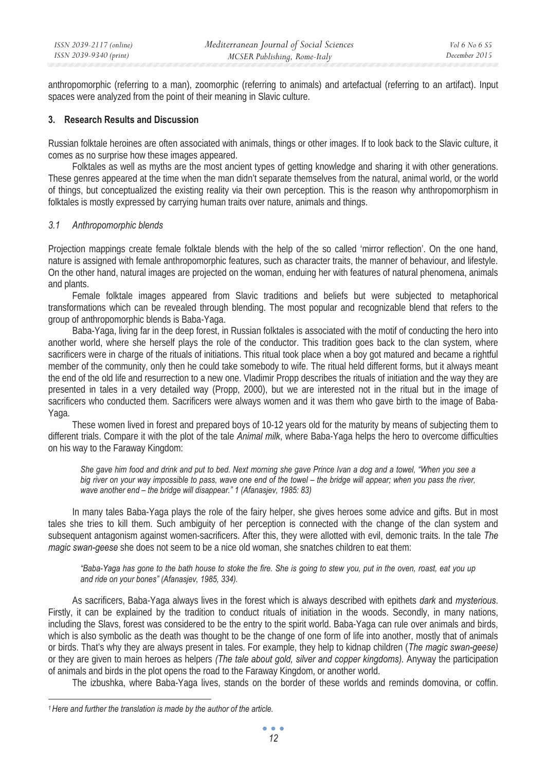anthropomorphic (referring to a man), zoomorphic (referring to animals) and artefactual (referring to an artifact). Input spaces were analyzed from the point of their meaning in Slavic culture.

## 3. Research Results and Discussion

Russian folktale heroines are often associated with animals, things or other images. If to look back to the Slavic culture, it comes as no surprise how these images appeared.

Folktales as well as myths are the most ancient types of getting knowledge and sharing it with other generations. These genres appeared at the time when the man didn't separate themselves from the natural, animal world, or the world of things, but conceptualized the existing reality via their own perception. This is the reason why anthropomorphism in folktales is mostly expressed by carrying human traits over nature, animals and things.

### *3.1 Anthropomorphic blends*

Projection mappings create female folktale blends with the help of the so called 'mirror reflection'. On the one hand, nature is assigned with female anthropomorphic features, such as character traits, the manner of behaviour, and lifestyle. On the other hand, natural images are projected on the woman, enduing her with features of natural phenomena, animals and plants.

Female folktale images appeared from Slavic traditions and beliefs but were subjected to metaphorical transformations which can be revealed through blending. The most popular and recognizable blend that refers to the group of anthropomorphic blends is Baba-Yaga.

Baba-Yaga, living far in the deep forest, in Russian folktales is associated with the motif of conducting the hero into another world, where she herself plays the role of the conductor. This tradition goes back to the clan system, where sacrificers were in charge of the rituals of initiations. This ritual took place when a boy got matured and became a rightful member of the community, only then he could take somebody to wife. The ritual held different forms, but it always meant the end of the old life and resurrection to a new one. Vladimir Propp describes the rituals of initiation and the way they are presented in tales in a very detailed way (Propp, 2000), but we are interested not in the ritual but in the image of sacrificers who conducted them. Sacrificers were always women and it was them who gave birth to the image of Baba-Yaga.

These women lived in forest and prepared boys of 10-12 years old for the maturity by means of subjecting them to different trials. Compare it with the plot of the tale *Animal milk*, where Baba-Yaga helps the hero to overcome difficulties on his way to the Faraway Kingdom:

> *She gave him food and drink and put to bed. Next morning she gave Prince Ivan a dog and a towel, "When you see a big river on your way impossible to pass, wave one end of the towel – the bridge will appear; when you pass the river, wave another end – the bridge will disappear." 1 (Afanasjev, 1985: 83)*

In many tales Baba-Yaga plays the role of the fairy helper, she gives heroes some advice and gifts. But in most tales she tries to kill them. Such ambiguity of her perception is connected with the change of the clan system and subsequent antagonism against women-sacrificers. After this, they were allotted with evil, demonic traits. In the tale *The magic swan-geese* she does not seem to be a nice old woman, she snatches children to eat them:

> *"Baba-Yaga has gone to the bath house to stoke the fire. She is going to stew you, put in the oven, roast, eat you up and ride on your bones" (Afanasjev, 1985, 334).*

As sacrificers, Baba-Yaga always lives in the forest which is always described with epithets *dark* and *mysterious*. Firstly, it can be explained by the tradition to conduct rituals of initiation in the woods. Secondly, in many nations, including the Slavs, forest was considered to be the entry to the spirit world. Baba-Yaga can rule over animals and birds, which is also symbolic as the death was thought to be the change of one form of life into another, mostly that of animals or birds. That's why they are always present in tales. For example, they help to kidnap children (*The magic swan-geese)* or they are given to main heroes as helpers *(The tale about gold, silver and copper kingdoms).* Anyway the participation of animals and birds in the plot opens the road to the Faraway Kingdom, or another world.

The izbushka, where Baba-Yaga lives, stands on the border of these worlds and reminds domovina, or coffin.

---

*[1] Here and further the translation is made by the author of the article.*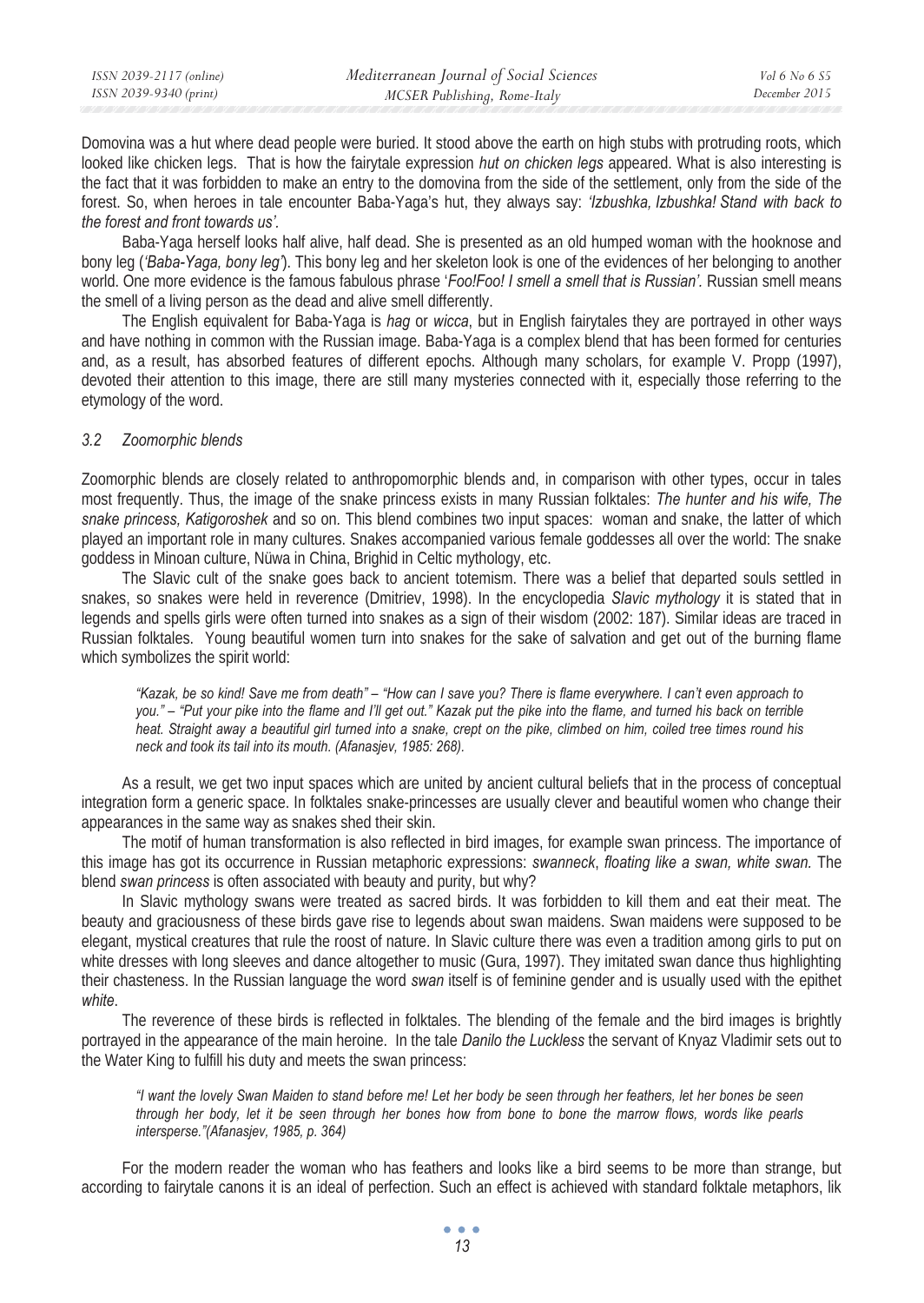Domovina was a hut where dead people were buried. It stood above the earth on high stubs with protruding roots, which looked like chicken legs. That is how the fairytale expression *hut on chicken legs* appeared. What is also interesting is the fact that it was forbidden to make an entry to the domovina from the side of the settlement, only from the side of the forest. So, when heroes in tale encounter Baba-Yaga's hut, they always say: *'Izbushka, Izbushka! Stand with back to the forest and front towards us'.*

Baba-Yaga herself looks half alive, half dead. She is presented as an old humped woman with the hooknose and bony leg (*'Baba-Yaga, bony leg'*). This bony leg and her skeleton look is one of the evidences of her belonging to another world. One more evidence is the famous fabulous phrase '*Foo!Foo! I smell a smell that is Russian'.* Russian smell means the smell of a living person as the dead and alive smell differently.

The English equivalent for Baba-Yaga is *hag* or *wicca*, but in English fairytales they are portrayed in other ways and have nothing in common with the Russian image. Baba-Yaga is a complex blend that has been formed for centuries and, as a result, has absorbed features of different epochs. Although many scholars, for example V. Propp (1997), devoted their attention to this image, there are still many mysteries connected with it, especially those referring to the etymology of the word.

### *3.2 Zoomorphic blends*

Zoomorphic blends are closely related to anthropomorphic blends and, in comparison with other types, occur in tales most frequently. Thus, the image of the snake princess exists in many Russian folktales: *The hunter and his wife, The snake princess, Katigoroshek* and so on. This blend combines two input spaces: woman and snake, the latter of which played an important role in many cultures. Snakes accompanied various female goddesses all over the world: The snake goddess in Minoan culture, Nüwa in China, Brighid in Celtic mythology, etc.

The Slavic cult of the snake goes back to ancient totemism. There was a belief that departed souls settled in snakes, so snakes were held in reverence (Dmitriev, 1998). In the encyclopedia *Slavic mythology* it is stated that in legends and spells girls were often turned into snakes as a sign of their wisdom (2002: 187). Similar ideas are traced in Russian folktales. Young beautiful women turn into snakes for the sake of salvation and get out of the burning flame which symbolizes the spirit world:

> *"Kazak, be so kind! Save me from death" – "How can I save you? There is flame everywhere. I can't even approach to you." – "Put your pike into the flame and I'll get out." Kazak put the pike into the flame, and turned his back on terrible heat. Straight away a beautiful girl turned into a snake, crept on the pike, climbed on him, coiled tree times round his neck and took its tail into its mouth. (Afanasjev, 1985: 268).*

As a result, we get two input spaces which are united by ancient cultural beliefs that in the process of conceptual integration form a generic space. In folktales snake-princesses are usually clever and beautiful women who change their appearances in the same way as snakes shed their skin.

The motif of human transformation is also reflected in bird images, for example swan princess. The importance of this image has got its occurrence in Russian metaphoric expressions: *swanneck*, *floating like a swan, white swan.* The blend *swan princess* is often associated with beauty and purity, but why?

In Slavic mythology swans were treated as sacred birds. It was forbidden to kill them and eat their meat. The beauty and graciousness of these birds gave rise to legends about swan maidens. Swan maidens were supposed to be elegant, mystical creatures that rule the roost of nature. In Slavic culture there was even a tradition among girls to put on white dresses with long sleeves and dance altogether to music (Gura, 1997). They imitated swan dance thus highlighting their chasteness. In the Russian language the word *swan* itself is of feminine gender and is usually used with the epithet *white*.

The reverence of these birds is reflected in folktales. The blending of the female and the bird images is brightly portrayed in the appearance of the main heroine. In the tale *Danilo the Luckless* the servant of Knyaz Vladimir sets out to the Water King to fulfill his duty and meets the swan princess:

> *"I want the lovely Swan Maiden to stand before me! Let her body be seen through her feathers, let her bones be seen through her body, let it be seen through her bones how from bone to bone the marrow flows, words like pearls intersperse."(Afanasjev, 1985, p. 364)*

For the modern reader the woman who has feathers and looks like a bird seems to be more than strange, but according to fairytale canons it is an ideal of perfection. Such an effect is achieved with standard folktale metaphors, lik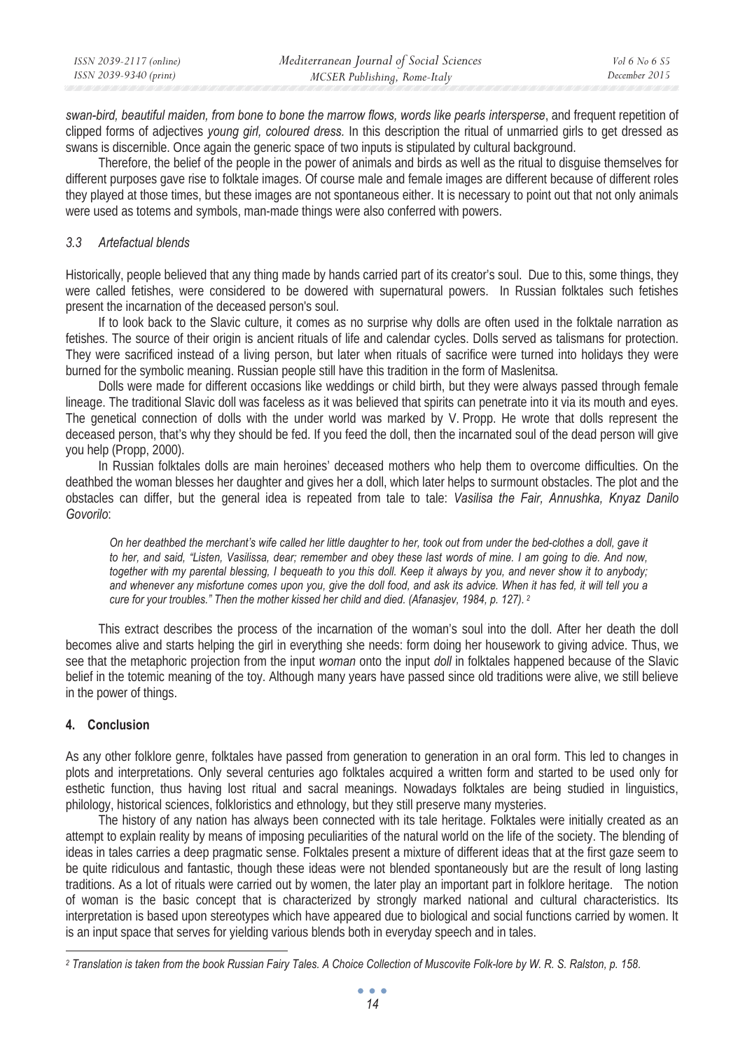*swan-bird, beautiful maiden, from bone to bone the marrow flows, words like pearls intersperse*, and frequent repetition of clipped forms of adjectives *young girl, coloured dress.* In this description the ritual of unmarried girls to get dressed as swans is discernible. Once again the generic space of two inputs is stipulated by cultural background.

Therefore, the belief of the people in the power of animals and birds as well as the ritual to disguise themselves for different purposes gave rise to folktale images. Of course male and female images are different because of different roles they played at those times, but these images are not spontaneous either. It is necessary to point out that not only animals were used as totems and symbols, man-made things were also conferred with powers.

### *3.3 Artefactual blends*

Historically, people believed that any thing made by hands carried part of its creator's soul. Due to this, some things, they were called fetishes, were considered to be dowered with supernatural powers. In Russian folktales such fetishes present the incarnation of the deceased person's soul.

If to look back to the Slavic culture, it comes as no surprise why dolls are often used in the folktale narration as fetishes. The source of their origin is ancient rituals of life and calendar cycles. Dolls served as talismans for protection. They were sacrificed instead of a living person, but later when rituals of sacrifice were turned into holidays they were burned for the symbolic meaning. Russian people still have this tradition in the form of Maslenitsa.

Dolls were made for different occasions like weddings or child birth, but they were always passed through female lineage. The traditional Slavic doll was faceless as it was believed that spirits can penetrate into it via its mouth and eyes. The genetical connection of dolls with the under world was marked by V. Propp. He wrote that dolls represent the deceased person, that's why they should be fed. If you feed the doll, then the incarnated soul of the dead person will give you help (Propp, 2000).

In Russian folktales dolls are main heroines' deceased mothers who help them to overcome difficulties. On the deathbed the woman blesses her daughter and gives her a doll, which later helps to surmount obstacles. The plot and the obstacles can differ, but the general idea is repeated from tale to tale: *Vasilisa the Fair, Annushka, Knyaz Danilo Govorilo*:

> *On her deathbed the merchant's wife called her little daughter to her, took out from under the bed-clothes a doll, gave it to her, and said, "Listen, Vasilissa, dear; remember and obey these last words of mine. I am going to die. And now, together with my parental blessing, I bequeath to you this doll. Keep it always by you, and never show it to anybody; and whenever any misfortune comes upon you, give the doll food, and ask its advice. When it has fed, it will tell you a cure for your troubles." Then the mother kissed her child and died. (Afanasjev, 1984, p. 127).* [2]

This extract describes the process of the incarnation of the woman's soul into the doll. After her death the doll becomes alive and starts helping the girl in everything she needs: form doing her housework to giving advice. Thus, we see that the metaphoric projection from the input *woman* onto the input *doll* in folktales happened because of the Slavic belief in the totemic meaning of the toy. Although many years have passed since old traditions were alive, we still believe in the power of things.

## **4. Conclusion**

As any other folklore genre, folktales have passed from generation to generation in an oral form. This led to changes in plots and interpretations. Only several centuries ago folktales acquired a written form and started to be used only for esthetic function, thus having lost ritual and sacral meanings. Nowadays folktales are being studied in linguistics, philology, historical sciences, folkloristics and ethnology, but they still preserve many mysteries.

The history of any nation has always been connected with its tale heritage. Folktales were initially created as an attempt to explain reality by means of imposing peculiarities of the natural world on the life of the society. The blending of ideas in tales carries a deep pragmatic sense. Folktales present a mixture of different ideas that at the first gaze seem to be quite ridiculous and fantastic, though these ideas were not blended spontaneously but are the result of long lasting traditions. As a lot of rituals were carried out by women, the later play an important part in folklore heritage. The notion of woman is the basic concept that is characterized by strongly marked national and cultural characteristics. Its interpretation is based upon stereotypes which have appeared due to biological and social functions carried by women. It is an input space that serves for yielding various blends both in everyday speech and in tales.

---

[2] *Translation is taken from the book Russian Fairy Tales. A Choice Collection of Muscovite Folk-lore by W. R. S. Ralston, p. 158.*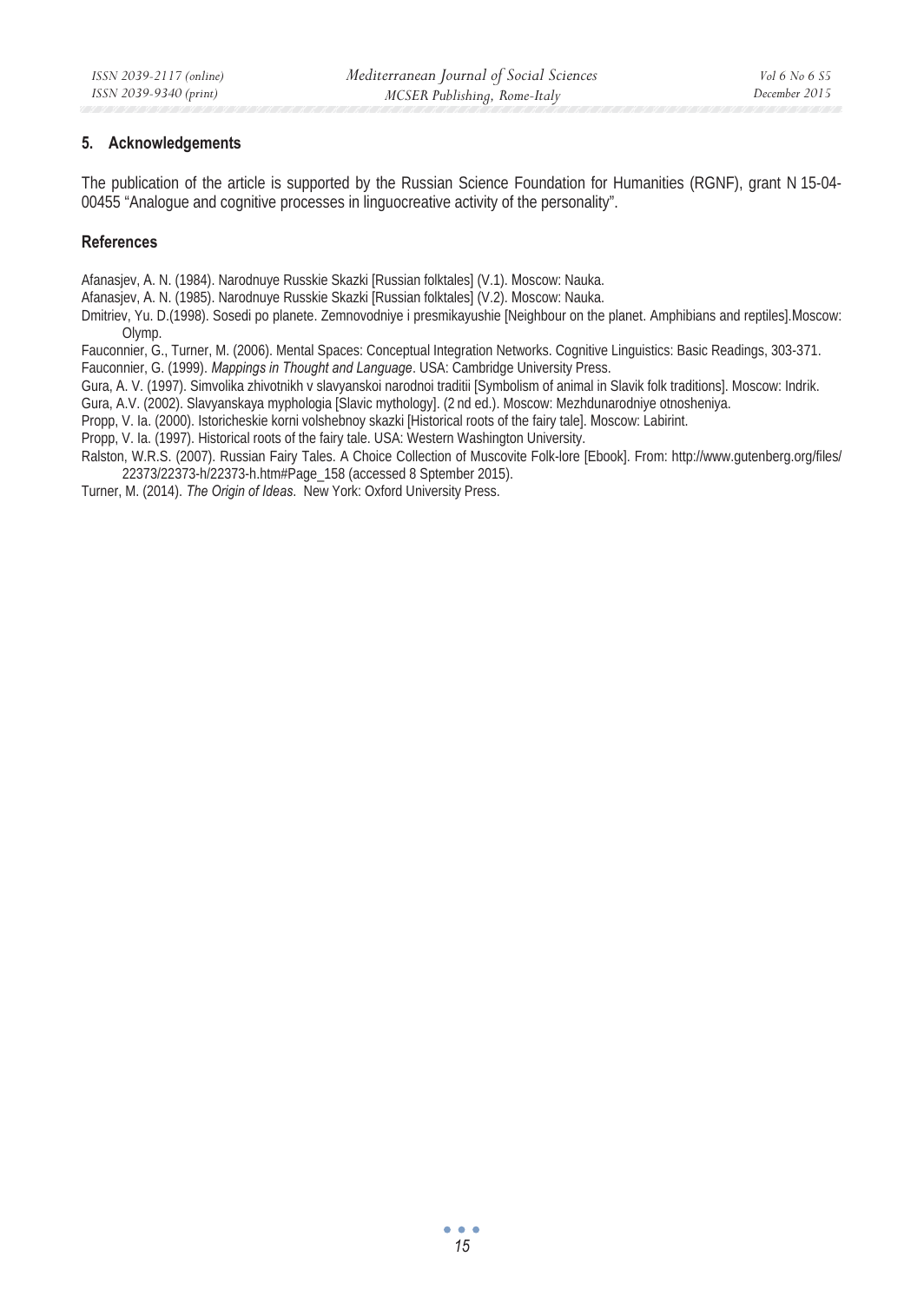## 5. Acknowledgements

The publication of the article is supported by the Russian Science Foundation for Humanities (RGNF), grant N 15-04-00455 "Analogue and cognitive processes in linguocreative activity of the personality".

## References

Afanasjev, A. N. (1984). Narodnuye Russkie Skazki [Russian folktales] (V.1). Moscow: Nauka.

Afanasjev, A. N. (1985). Narodnuye Russkie Skazki [Russian folktales] (V.2). Moscow: Nauka.

Dmitriev, Yu. D.(1998). Sosedi po planete. Zemnovodniye i presmikayushie [Neighbour on the planet. Amphibians and reptiles].Moscow: Olymp.

Fauconnier, G., Turner, M. (2006). Mental Spaces: Conceptual Integration Networks. Cognitive Linguistics: Basic Readings, 303-371.

Fauconnier, G. (1999). *Mappings in Thought and Language*. USA: Cambridge University Press.

Gura, A. V. (1997). Simvolika zhivotnikh v slavyanskoi narodnoi traditii [Symbolism of animal in Slavik folk traditions]. Moscow: Indrik.

Gura, A.V. (2002). Slavyanskaya myphologia [Slavic mythology]. (2 nd ed.). Moscow: Mezhdunarodniye otnosheniya.

Propp, V. Ia. (2000). Istoricheskie korni volshebnoy skazki [Historical roots of the fairy tale]. Moscow: Labirint.

Propp, V. Ia. (1997). Historical roots of the fairy tale. USA: Western Washington University.

Ralston, W.R.S. (2007). Russian Fairy Tales. A Choice Collection of Muscovite Folk-lore [Ebook]. From: http://www.gutenberg.org/files/22373/22373-h/22373-h.htm#Page_158 (accessed 8 Sptember 2015).

Turner, M. (2014). *The Origin of Ideas*. New York: Oxford University Press.